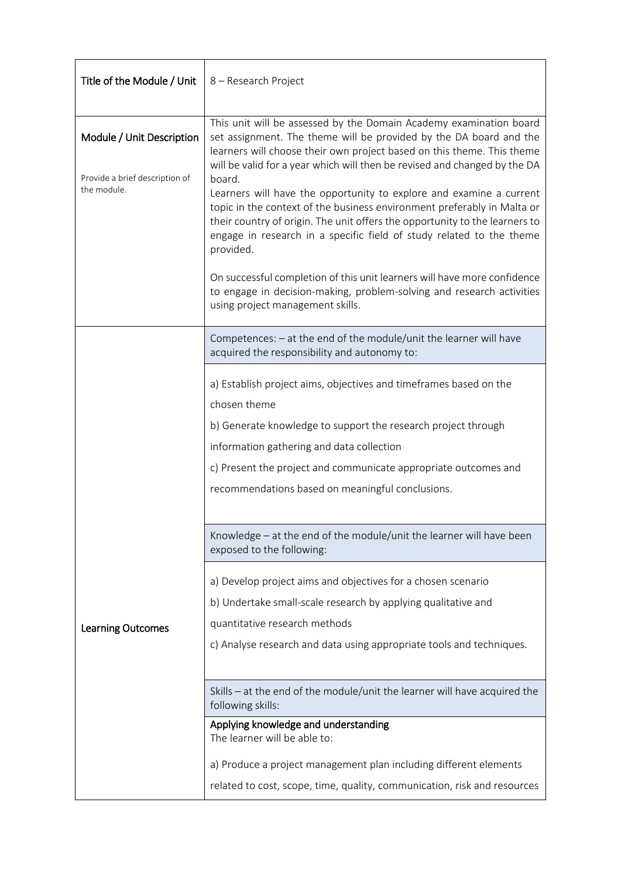| Title of the Module / Unit | 8 – Research Project |
|---|---|
| **Module / Unit Description**<br><br>Provide a brief description of the module. | This unit will be assessed by the Domain Academy examination board set assignment. The theme will be provided by the DA board and the learners will choose their own project based on this theme. This theme will be valid for a year which will then be revised and changed by the DA board.<br>Learners will have the opportunity to explore and examine a current topic in the context of the business environment preferably in Malta or their country of origin. The unit offers the opportunity to the learners to engage in research in a specific field of study related to the theme provided.<br><br>On successful completion of this unit learners will have more confidence to engage in decision-making, problem-solving and research activities using project management skills. |
| **Learning Outcomes** | Competences: – at the end of the module/unit the learner will have acquired the responsibility and autonomy to:<br><br>a) Establish project aims, objectives and timeframes based on the chosen theme<br>b) Generate knowledge to support the research project through information gathering and data collection<br>c) Present the project and communicate appropriate outcomes and recommendations based on meaningful conclusions.<br><br>Knowledge – at the end of the module/unit the learner will have been exposed to the following:<br><br>a) Develop project aims and objectives for a chosen scenario<br>b) Undertake small-scale research by applying qualitative and quantitative research methods<br>c) Analyse research and data using appropriate tools and techniques.<br><br>Skills – at the end of the module/unit the learner will have acquired the following skills:<br><br>**Applying knowledge and understanding**<br>The learner will be able to:<br><br>a) Produce a project management plan including different elements related to cost, scope, time, quality, communication, risk and resources |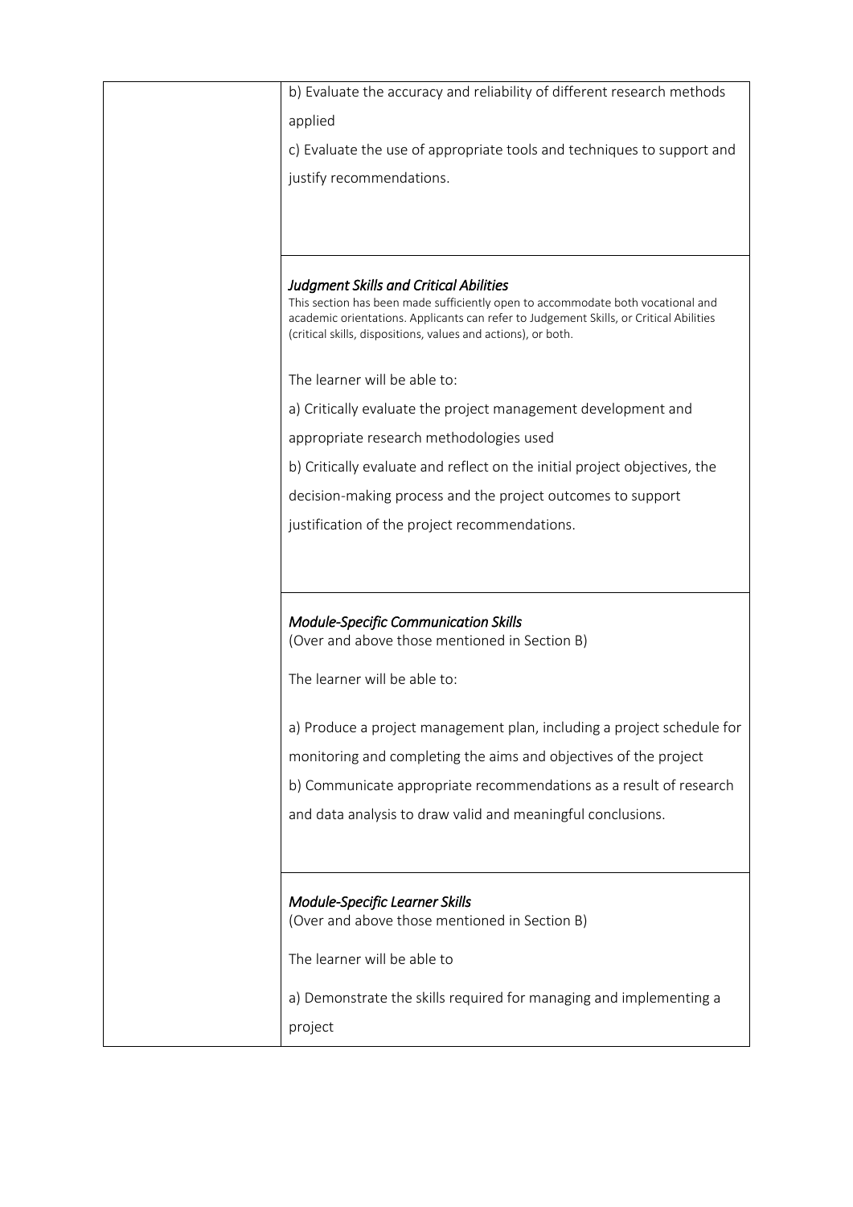| | |
|---|---|
| | b) Evaluate the accuracy and reliability of different research methods applied<br><br>c) Evaluate the use of appropriate tools and techniques to support and justify recommendations. |
| | ***Judgment Skills and Critical Abilities***<br>This section has been made sufficiently open to accommodate both vocational and academic orientations. Applicants can refer to Judgement Skills, or Critical Abilities (critical skills, dispositions, values and actions), or both.<br><br>The learner will be able to:<br><br>a) Critically evaluate the project management development and appropriate research methodologies used<br><br>b) Critically evaluate and reflect on the initial project objectives, the decision-making process and the project outcomes to support justification of the project recommendations. |
| | ***Module-Specific Communication Skills***<br>(Over and above those mentioned in Section B)<br><br>The learner will be able to:<br><br>a) Produce a project management plan, including a project schedule for monitoring and completing the aims and objectives of the project<br><br>b) Communicate appropriate recommendations as a result of research and data analysis to draw valid and meaningful conclusions. |
| | ***Module-Specific Learner Skills***<br>(Over and above those mentioned in Section B)<br><br>The learner will be able to<br><br>a) Demonstrate the skills required for managing and implementing a project |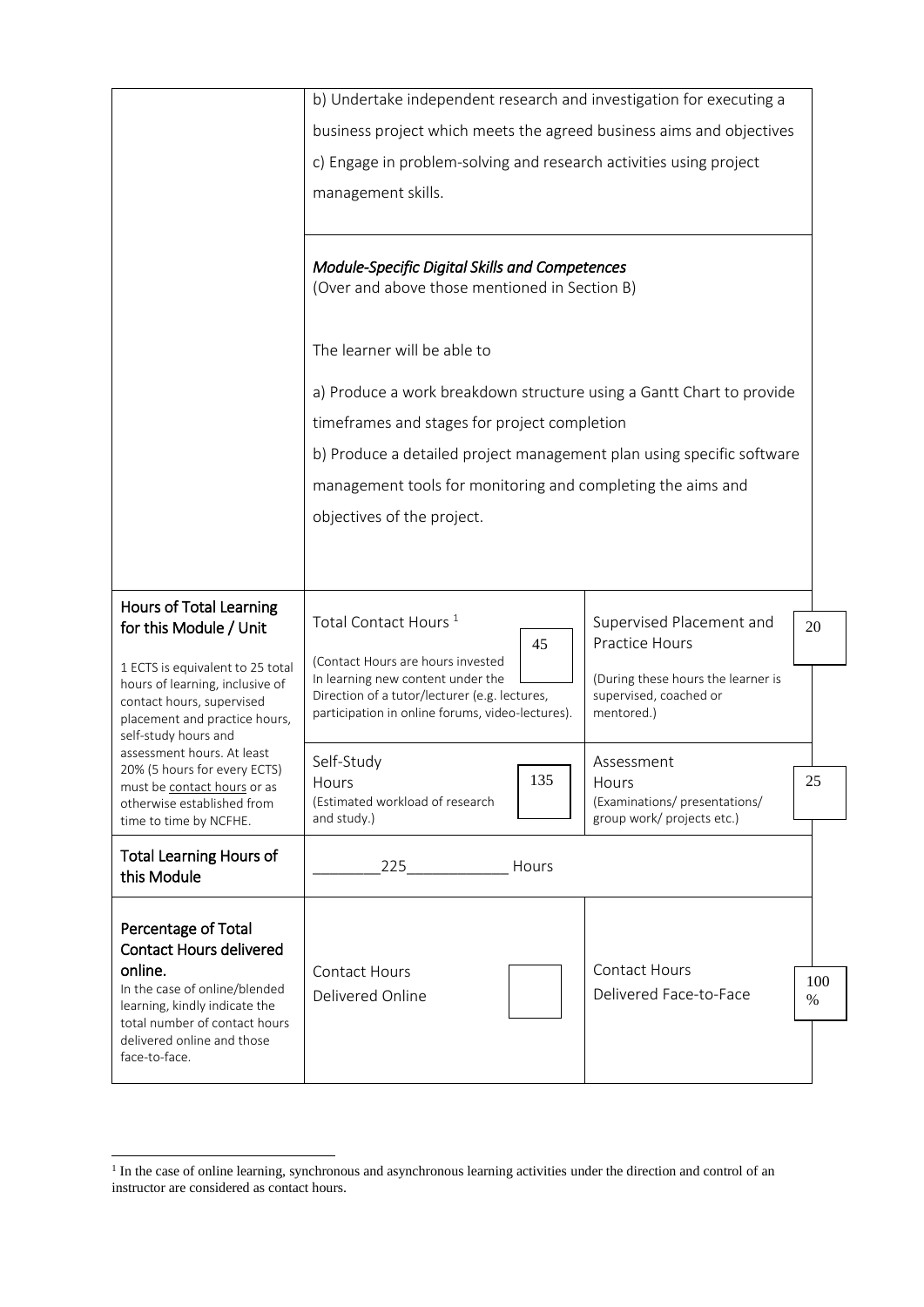| | | |
|---|---|---|
| | b) Undertake independent research and investigation for executing a business project which meets the agreed business aims and objectives<br>c) Engage in problem-solving and research activities using project management skills. | |
| | *Module-Specific Digital Skills and Competences*<br>(Over and above those mentioned in Section B)<br><br>The learner will be able to<br><br>a) Produce a work breakdown structure using a Gantt Chart to provide timeframes and stages for project completion<br>b) Produce a detailed project management plan using specific software management tools for monitoring and completing the aims and objectives of the project. | |
| **Hours of Total Learning for this Module / Unit**<br><br>1 ECTS is equivalent to 25 total hours of learning, inclusive of contact hours, supervised placement and practice hours, self-study hours and assessment hours. At least 20% (5 hours for every ECTS) must be contact hours or as otherwise established from time to time by NCFHE. | Total Contact Hours [1]: 45<br><br>(Contact Hours are hours invested In learning new content under the Direction of a tutor/lecturer (e.g. lectures, participation in online forums, video-lectures). | Supervised Placement and Practice Hours: 20<br><br>(During these hours the learner is supervised, coached or mentored.) |
| | Self-Study Hours: 135<br>(Estimated workload of research and study.) | Assessment Hours: 25<br>(Examinations/ presentations/ group work/ projects etc.) |
| **Total Learning Hours of this Module** | 225 Hours | |
| **Percentage of Total Contact Hours delivered online.**<br>In the case of online/blended learning, kindly indicate the total number of contact hours delivered online and those face-to-face. | Contact Hours Delivered Online: | Contact Hours Delivered Face-to-Face: 100 % |

[1] In the case of online learning, synchronous and asynchronous learning activities under the direction and control of an instructor are considered as contact hours.